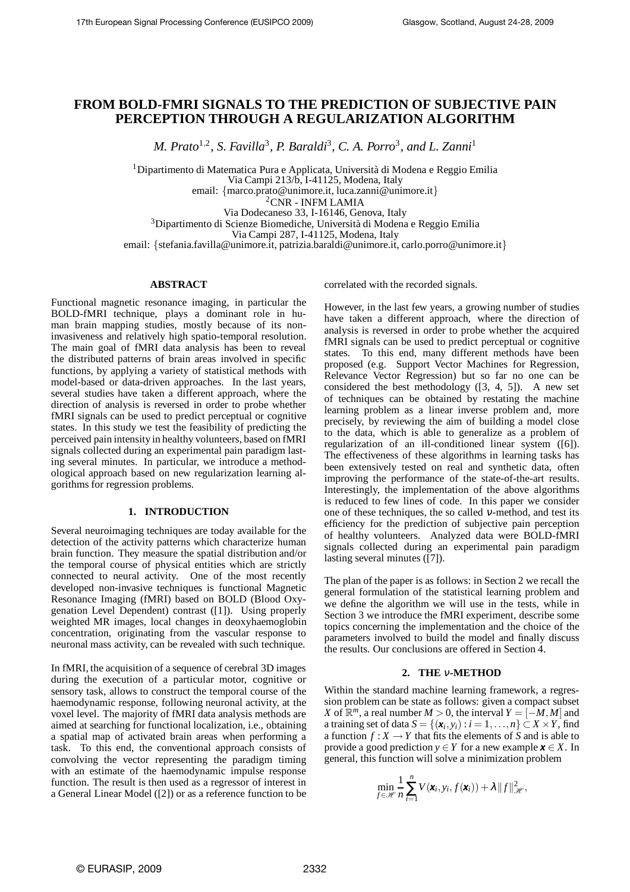# FROM BOLD-FMRI SIGNALS TO THE PREDICTION OF SUBJECTIVE PAIN PERCEPTION THROUGH A REGULARIZATION ALGORITHM

*M. Prato*[1,2], *S. Favilla*[3], *P. Baraldi*[3], *C. A. Porro*[3], *and L. Zanni*[1]

[1]Dipartimento di Matematica Pura e Applicata, Università di Modena e Reggio Emilia
Via Campi 213/b, I-41125, Modena, Italy
email: {marco.prato@unimore.it, luca.zanni@unimore.it}
[2]CNR - INFM LAMIA
Via Dodecaneso 33, I-16146, Genova, Italy
[3]Dipartimento di Scienze Biomediche, Università di Modena e Reggio Emilia
Via Campi 287, I-41125, Modena, Italy
email: {stefania.favilla@unimore.it, patrizia.baraldi@unimore.it, carlo.porro@unimore.it}

## ABSTRACT

Functional magnetic resonance imaging, in particular the BOLD-fMRI technique, plays a dominant role in human brain mapping studies, mostly because of its non-invasiveness and relatively high spatio-temporal resolution. The main goal of fMRI data analysis has been to reveal the distributed patterns of brain areas involved in specific functions, by applying a variety of statistical methods with model-based or data-driven approaches. In the last years, several studies have taken a different approach, where the direction of analysis is reversed in order to probe whether fMRI signals can be used to predict perceptual or cognitive states. In this study we test the feasibility of predicting the perceived pain intensity in healthy volunteers, based on fMRI signals collected during an experimental pain paradigm lasting several minutes. In particular, we introduce a methodological approach based on new regularization learning algorithms for regression problems.

## 1. INTRODUCTION

Several neuroimaging techniques are today available for the detection of the activity patterns which characterize human brain function. They measure the spatial distribution and/or the temporal course of physical entities which are strictly connected to neural activity. One of the most recently developed non-invasive techniques is functional Magnetic Resonance Imaging (fMRI) based on BOLD (Blood Oxygenation Level Dependent) contrast ([1]). Using properly weighted MR images, local changes in deoxyhaemoglobin concentration, originating from the vascular response to neuronal mass activity, can be revealed with such technique.

In fMRI, the acquisition of a sequence of cerebral 3D images during the execution of a particular motor, cognitive or sensory task, allows to construct the temporal course of the haemodynamic response, following neuronal activity, at the voxel level. The majority of fMRI data analysis methods are aimed at searching for functional localization, i.e., obtaining a spatial map of activated brain areas when performing a task. To this end, the conventional approach consists of convolving the vector representing the paradigm timing with an estimate of the haemodynamic impulse response function. The result is then used as a regressor of interest in a General Linear Model ([2]) or as a reference function to be correlated with the recorded signals.

However, in the last few years, a growing number of studies have taken a different approach, where the direction of analysis is reversed in order to probe whether the acquired fMRI signals can be used to predict perceptual or cognitive states. To this end, many different methods have been proposed (e.g. Support Vector Machines for Regression, Relevance Vector Regression) but so far no one can be considered the best methodology ([3, 4, 5]). A new set of techniques can be obtained by restating the machine learning problem as a linear inverse problem and, more precisely, by reviewing the aim of building a model close to the data, which is able to generalize as a problem of regularization of an ill-conditioned linear system ([6]). The effectiveness of these algorithms in learning tasks has been extensively tested on real and synthetic data, often improving the performance of the state-of-the-art results. Interestingly, the implementation of the above algorithms is reduced to few lines of code. In this paper we consider one of these techniques, the so called $\nu$-method, and test its efficiency for the prediction of subjective pain perception of healthy volunteers. Analyzed data were BOLD-fMRI signals collected during an experimental pain paradigm lasting several minutes ([7]).

The plan of the paper is as follows: in Section 2 we recall the general formulation of the statistical learning problem and we define the algorithm we will use in the tests, while in Section 3 we introduce the fMRI experiment, describe some topics concerning the implementation and the choice of the parameters involved to build the model and finally discuss the results. Our conclusions are offered in Section 4.

## 2. THE $\nu$-METHOD

Within the standard machine learning framework, a regression problem can be state as follows: given a compact subset $X$ of $\mathbb{R}^m$, a real number $M > 0$, the interval $Y = [-M, M]$ and a training set of data $S = \{(\boldsymbol{x}_i, y_i) : i = 1, \ldots, n\} \subset X \times Y$, find a function $f : X \to Y$ that fits the elements of $S$ and is able to provide a good prediction $y \in Y$ for a new example $\boldsymbol{x} \in X$. In general, this function will solve a minimization problem

$$\min_{f \in \mathscr{H}} \frac{1}{n} \sum_{i=1}^{n} V(\boldsymbol{x}_i, y_i, f(\boldsymbol{x}_i)) + \lambda \|f\|_{\mathscr{H}}^2,$$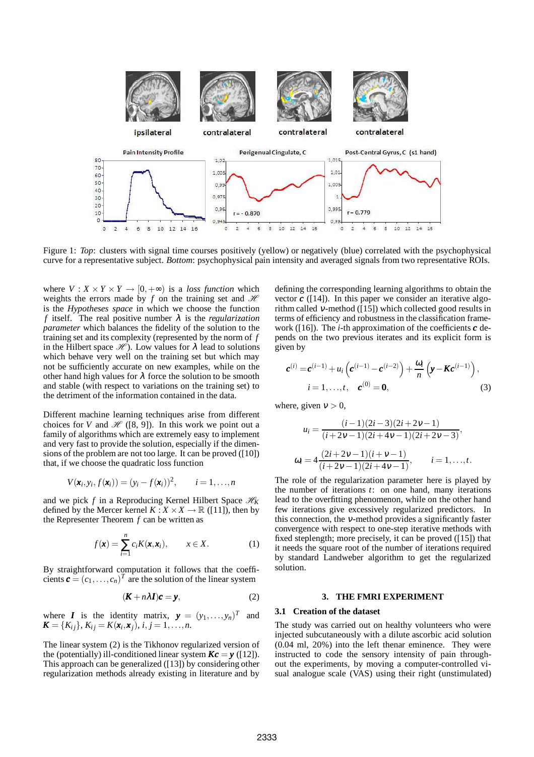Figure 1: *Top*: clusters with signal time courses positively (yellow) or negatively (blue) correlated with the psychophysical curve for a representative subject. *Bottom*: psychophysical pain intensity and averaged signals from two representative ROIs.

where $V : X \times Y \times Y \to [0,+\infty)$ is a *loss function* which weights the errors made by $f$ on the training set and $\mathscr{H}$ is the *Hypotheses space* in which we choose the function $f$ itself. The real positive number $\lambda$ is the *regularization parameter* which balances the fidelity of the solution to the training set and its complexity (represented by the norm of $f$ in the Hilbert space $\mathscr{H}$). Low values for $\lambda$ lead to solutions which behave very well on the training set but which may not be sufficiently accurate on new examples, while on the other hand high values for $\lambda$ force the solution to be smooth and stable (with respect to variations on the training set) to the detriment of the information contained in the data.

Different machine learning techniques arise from different choices for $V$ and $\mathscr{H}$ ([8, 9]). In this work we point out a family of algorithms which are extremely easy to implement and very fast to provide the solution, especially if the dimensions of the problem are not too large. It can be proved ([10]) that, if we choose the quadratic loss function

$$V(\boldsymbol{x}_i, y_i, f(\boldsymbol{x}_i)) = (y_i - f(\boldsymbol{x}_i))^2, \qquad i = 1,\ldots,n$$

and we pick $f$ in a Reproducing Kernel Hilbert Space $\mathscr{H}_K$ defined by the Mercer kernel $K : X \times X \to \mathbb{R}$ ([11]), then by the Representer Theorem $f$ can be written as

$$f(\boldsymbol{x}) = \sum_{i=1}^{n} c_i K(\boldsymbol{x}, \boldsymbol{x}_i), \qquad x \in X. \tag{1}$$

By straightforward computation it follows that the coefficients $\boldsymbol{c} = (c_1,\ldots,c_n)^T$ are the solution of the linear system

$$(\boldsymbol{K} + n\lambda \boldsymbol{I})\boldsymbol{c} = \boldsymbol{y}, \tag{2}$$

where $\boldsymbol{I}$ is the identity matrix, $\boldsymbol{y} = (y_1,\ldots,y_n)^T$ and $\boldsymbol{K} = \{K_{ij}\}$, $K_{ij} = K(\boldsymbol{x}_i, \boldsymbol{x}_j)$, $i, j = 1,\ldots,n$.

The linear system (2) is the Tikhonov regularized version of the (potentially) ill-conditioned linear system $\boldsymbol{Kc} = \boldsymbol{y}$ ([12]). This approach can be generalized ([13]) by considering other regularization methods already existing in literature and by defining the corresponding learning algorithms to obtain the vector $\boldsymbol{c}$ ([14]). In this paper we consider an iterative algorithm called $\nu$-method ([15]) which collected good results in terms of efficiency and robustness in the classification framework ([16]). The $i$-th approximation of the coefficients $\boldsymbol{c}$ depends on the two previous iterates and its explicit form is given by

$$\boldsymbol{c}^{(i)} = \boldsymbol{c}^{(i-1)} + u_i\left(\boldsymbol{c}^{(i-1)} - \boldsymbol{c}^{(i-2)}\right) + \frac{\omega_i}{n}\left(\boldsymbol{y} - \boldsymbol{K}\boldsymbol{c}^{(i-1)}\right),$$
$$i = 1,\ldots,t, \quad \boldsymbol{c}^{(0)} = \boldsymbol{0}, \tag{3}$$

where, given $\nu > 0$,

$$u_i = \frac{(i-1)(2i-3)(2i+2\nu-1)}{(i+2\nu-1)(2i+4\nu-1)(2i+2\nu-3)},$$

$$\omega_i = 4\frac{(2i+2\nu-1)(i+\nu-1)}{(i+2\nu-1)(2i+4\nu-1)}, \qquad i = 1,\ldots,t.$$

The role of the regularization parameter here is played by the number of iterations $t$: on one hand, many iterations lead to the overfitting phenomenon, while on the other hand few iterations give excessively regularized predictors. In this connection, the $\nu$-method provides a significantly faster convergence with respect to one-step iterative methods with fixed steplength; more precisely, it can be proved ([15]) that it needs the square root of the number of iterations required by standard Landweber algorithm to get the regularized solution.

## 3. THE FMRI EXPERIMENT

### 3.1 Creation of the dataset

The study was carried out on healthy volunteers who were injected subcutaneously with a dilute ascorbic acid solution (0.04 ml, 20%) into the left thenar eminence. They were instructed to code the sensory intensity of pain throughout the experiments, by moving a computer-controlled visual analogue scale (VAS) using their right (unstimulated)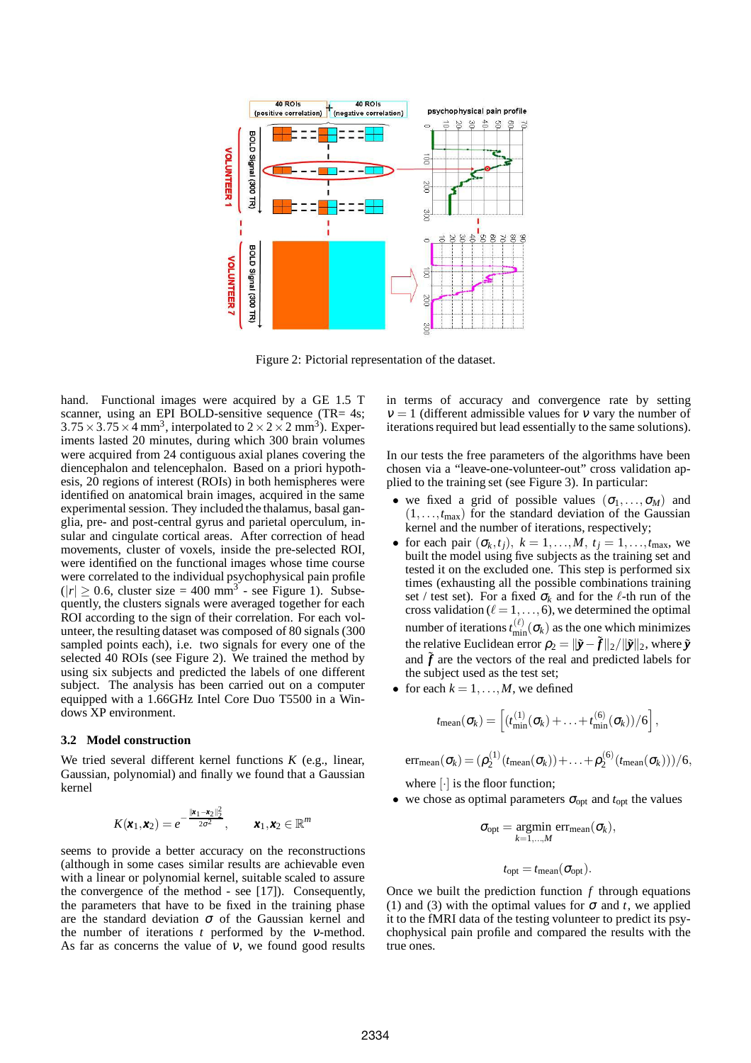Figure 2: Pictorial representation of the dataset.

hand. Functional images were acquired by a GE 1.5 T scanner, using an EPI BOLD-sensitive sequence (TR= 4s; $3.75 \times 3.75 \times 4$ mm$^3$, interpolated to $2 \times 2 \times 2$ mm$^3$). Experiments lasted 20 minutes, during which 300 brain volumes were acquired from 24 contiguous axial planes covering the diencephalon and telencephalon. Based on a priori hypothesis, 20 regions of interest (ROIs) in both hemispheres were identified on anatomical brain images, acquired in the same experimental session. They included the thalamus, basal ganglia, pre- and post-central gyrus and parietal operculum, insular and cingulate cortical areas. After correction of head movements, cluster of voxels, inside the pre-selected ROI, were identified on the functional images whose time course were correlated to the individual psychophysical pain profile ($|r| \geq 0.6$, cluster size = 400 mm$^3$ - see Figure 1). Subsequently, the clusters signals were averaged together for each ROI according to the sign of their correlation. For each volunteer, the resulting dataset was composed of 80 signals (300 sampled points each), i.e. two signals for every one of the selected 40 ROIs (see Figure 2). We trained the method by using six subjects and predicted the labels of one different subject. The analysis has been carried out on a computer equipped with a 1.66GHz Intel Core Duo T5500 in a Windows XP environment.

### 3.2 Model construction

We tried several different kernel functions $K$ (e.g., linear, Gaussian, polynomial) and finally we found that a Gaussian kernel

$$K(\boldsymbol{x}_1, \boldsymbol{x}_2) = e^{-\frac{\|\boldsymbol{x}_1 - \boldsymbol{x}_2\|_2^2}{2\sigma^2}}, \qquad \boldsymbol{x}_1, \boldsymbol{x}_2 \in \mathbb{R}^m$$

seems to provide a better accuracy on the reconstructions (although in some cases similar results are achievable even with a linear or polynomial kernel, suitable scaled to assure the convergence of the method - see [17]). Consequently, the parameters that have to be fixed in the training phase are the standard deviation $\sigma$ of the Gaussian kernel and the number of iterations $t$ performed by the $\nu$-method. As far as concerns the value of $\nu$, we found good results in terms of accuracy and convergence rate by setting $\nu = 1$ (different admissible values for $\nu$ vary the number of iterations required but lead essentially to the same solutions).

In our tests the free parameters of the algorithms have been chosen via a "leave-one-volunteer-out" cross validation applied to the training set (see Figure 3). In particular:

- we fixed a grid of possible values $(\sigma_1, \ldots, \sigma_M)$ and $(1, \ldots, t_{\max})$ for the standard deviation of the Gaussian kernel and the number of iterations, respectively;
- for each pair $(\sigma_k, t_j)$, $k = 1, \ldots, M$, $t_j = 1, \ldots, t_{\max}$, we built the model using five subjects as the training set and tested it on the excluded one. This step is performed six times (exhausting all the possible combinations training set / test set). For a fixed $\sigma_k$ and for the $\ell$-th run of the cross validation ($\ell = 1, \ldots, 6$), we determined the optimal number of iterations $t_{\min}^{(\ell)}(\sigma_k)$ as the one which minimizes the relative Euclidean error $\rho_2 = \|\tilde{\boldsymbol{y}} - \tilde{\boldsymbol{f}}\|_2 / \|\tilde{\boldsymbol{y}}\|_2$, where $\tilde{\boldsymbol{y}}$ and $\tilde{\boldsymbol{f}}$ are the vectors of the real and predicted labels for the subject used as the test set;
- for each $k = 1, \ldots, M$, we defined

$$t_{\text{mean}}(\sigma_k) = \left\lfloor (t_{\min}^{(1)}(\sigma_k) + \ldots + t_{\min}^{(6)}(\sigma_k))/6 \right\rfloor,$$

$$\text{err}_{\text{mean}}(\sigma_k) = (\rho_2^{(1)}(t_{\text{mean}}(\sigma_k)) + \ldots + \rho_2^{(6)}(t_{\text{mean}}(\sigma_k)))/6,$$

  where $\lfloor \cdot \rfloor$ is the floor function;
- we chose as optimal parameters $\sigma_{\text{opt}}$ and $t_{\text{opt}}$ the values

$$\sigma_{\text{opt}} = \underset{k=1,\ldots,M}{\text{argmin}}\ \text{err}_{\text{mean}}(\sigma_k),$$

$$t_{\text{opt}} = t_{\text{mean}}(\sigma_{\text{opt}}).$$

Once we built the prediction function $f$ through equations (1) and (3) with the optimal values for $\sigma$ and $t$, we applied it to the fMRI data of the testing volunteer to predict its psychophysical pain profile and compared the results with the true ones.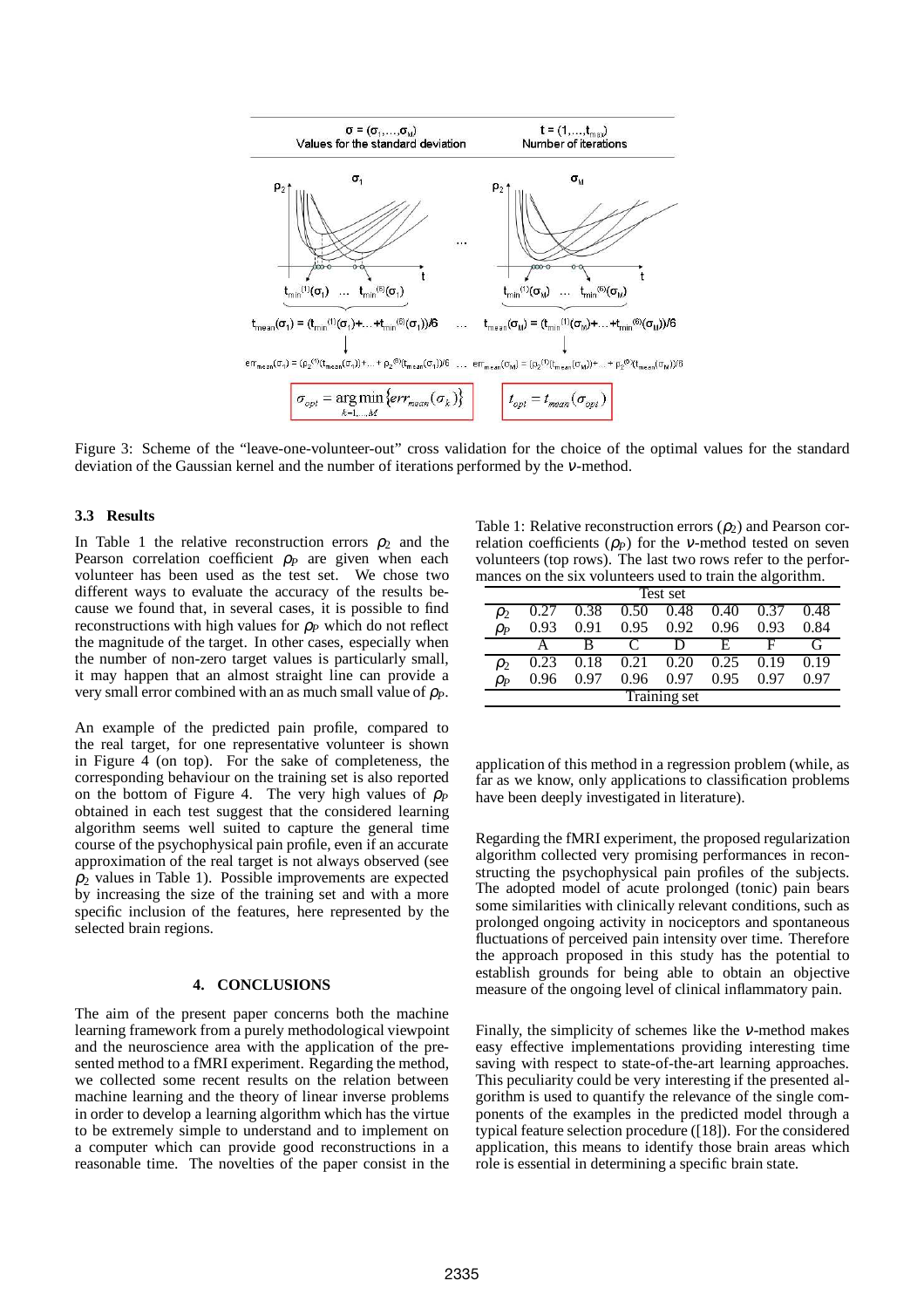Figure 3: Scheme of the "leave-one-volunteer-out" cross validation for the choice of the optimal values for the standard deviation of the Gaussian kernel and the number of iterations performed by the $\nu$-method.

### 3.3 Results

In Table 1 the relative reconstruction errors $\rho_2$ and the Pearson correlation coefficient $\rho_P$ are given when each volunteer has been used as the test set. We chose two different ways to evaluate the accuracy of the results because we found that, in several cases, it is possible to find reconstructions with high values for $\rho_P$ which do not reflect the magnitude of the target. In other cases, especially when the number of non-zero target values is particularly small, it may happen that an almost straight line can provide a very small error combined with an as much small value of $\rho_P$.

An example of the predicted pain profile, compared to the real target, for one representative volunteer is shown in Figure 4 (on top). For the sake of completeness, the corresponding behaviour on the training set is also reported on the bottom of Figure 4. The very high values of $\rho_P$ obtained in each test suggest that the considered learning algorithm seems well suited to capture the general time course of the psychophysical pain profile, even if an accurate approximation of the real target is not always observed (see $\rho_2$ values in Table 1). Possible improvements are expected by increasing the size of the training set and with a more specific inclusion of the features, here represented by the selected brain regions.

Table 1: Relative reconstruction errors ($\rho_2$) and Pearson correlation coefficients ($\rho_P$) for the $\nu$-method tested on seven volunteers (top rows). The last two rows refer to the performances on the six volunteers used to train the algorithm.

| | Test set | | | | | | |
|---|---|---|---|---|---|---|---|
| $\rho_2$ | 0.27 | 0.38 | 0.50 | 0.48 | 0.40 | 0.37 | 0.48 |
| $\rho_P$ | 0.93 | 0.91 | 0.95 | 0.92 | 0.96 | 0.93 | 0.84 |
| | A | B | C | D | E | F | G |
| $\rho_2$ | 0.23 | 0.18 | 0.21 | 0.20 | 0.25 | 0.19 | 0.19 |
| $\rho_P$ | 0.96 | 0.97 | 0.96 | 0.97 | 0.95 | 0.97 | 0.97 |
| | Training set | | | | | | |

## 4. CONCLUSIONS

The aim of the present paper concerns both the machine learning framework from a purely methodological viewpoint and the neuroscience area with the application of the presented method to a fMRI experiment. Regarding the method, we collected some recent results on the relation between machine learning and the theory of linear inverse problems in order to develop a learning algorithm which has the virtue to be extremely simple to understand and to implement on a computer which can provide good reconstructions in a reasonable time. The novelties of the paper consist in the application of this method in a regression problem (while, as far as we know, only applications to classification problems have been deeply investigated in literature).

Regarding the fMRI experiment, the proposed regularization algorithm collected very promising performances in reconstructing the psychophysical pain profiles of the subjects. The adopted model of acute prolonged (tonic) pain bears some similarities with clinically relevant conditions, such as prolonged ongoing activity in nociceptors and spontaneous fluctuations of perceived pain intensity over time. Therefore the approach proposed in this study has the potential to establish grounds for being able to obtain an objective measure of the ongoing level of clinical inflammatory pain.

Finally, the simplicity of schemes like the $\nu$-method makes easy effective implementations providing interesting time saving with respect to state-of-the-art learning approaches. This peculiarity could be very interesting if the presented algorithm is used to quantify the relevance of the single components of the examples in the predicted model through a typical feature selection procedure ([18]). For the considered application, this means to identify those brain areas which role is essential in determining a specific brain state.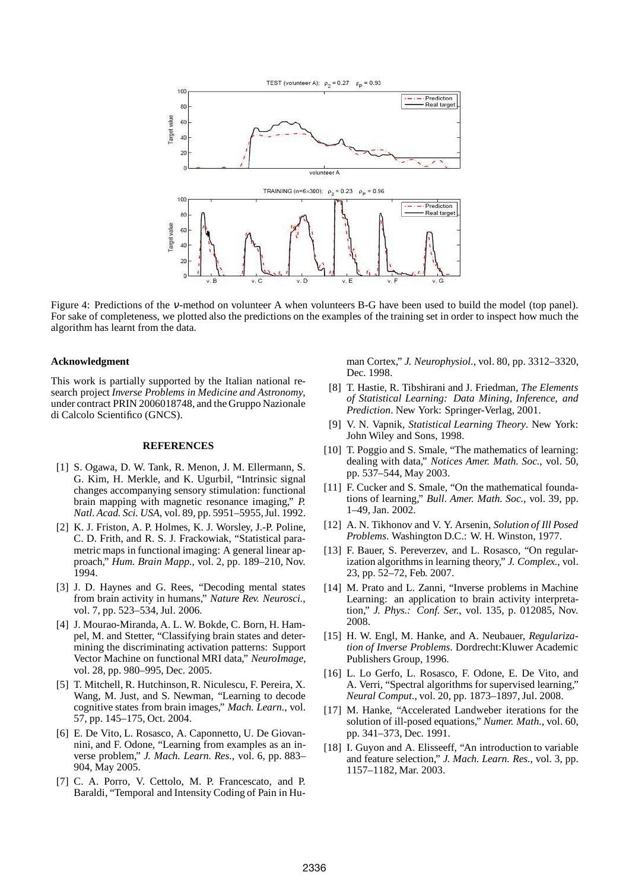TEST (volunteer A); $\rho_2 = 0.27$ $\rho_P = 0.93$

Target value

100
80
60
40
20
0

Predicton
Real target

volunteer A

TRAINING (n=6×300); $\rho_2 = 0.23$ $\rho_P = 0.96$

Target value

100
80
60
40
20
0

Predicton
Real target

v. B v. C v. D v. E v. F v. G

Figure 4: Predictions of the $\nu$-method on volunteer A when volunteers B-G have been used to build the model (top panel). For sake of completeness, we plotted also the predictions on the examples of the training set in order to inspect how much the algorithm has learnt from the data.

### Acknowledgment

This work is partially supported by the Italian national research project *Inverse Problems in Medicine and Astronomy*, under contract PRIN 2006018748, and the Gruppo Nazionale di Calcolo Scientifico (GNCS).

### REFERENCES

[1] S. Ogawa, D. W. Tank, R. Menon, J. M. Ellermann, S. G. Kim, H. Merkle, and K. Ugurbil, "Intrinsic signal changes accompanying sensory stimulation: functional brain mapping with magnetic resonance imaging," *P. Natl. Acad. Sci. USA*, vol. 89, pp. 5951–5955, Jul. 1992.

[2] K. J. Friston, A. P. Holmes, K. J. Worsley, J.-P. Poline, C. D. Frith, and R. S. J. Frackowiak, "Statistical parametric maps in functional imaging: A general linear approach," *Hum. Brain Mapp.*, vol. 2, pp. 189–210, Nov. 1994.

[3] J. D. Haynes and G. Rees, "Decoding mental states from brain activity in humans," *Nature Rev. Neurosci.*, vol. 7, pp. 523–534, Jul. 2006.

[4] J. Mourao-Miranda, A. L. W. Bokde, C. Born, H. Hampel, M. and Stetter, "Classifying brain states and determining the discriminating activation patterns: Support Vector Machine on functional MRI data," *NeuroImage*, vol. 28, pp. 980–995, Dec. 2005.

[5] T. Mitchell, R. Hutchinson, R. Niculescu, F. Pereira, X. Wang, M. Just, and S. Newman, "Learning to decode cognitive states from brain images," *Mach. Learn.*, vol. 57, pp. 145–175, Oct. 2004.

[6] E. De Vito, L. Rosasco, A. Caponnetto, U. De Giovannini, and F. Odone, "Learning from examples as an inverse problem," *J. Mach. Learn. Res.*, vol. 6, pp. 883–904, May 2005.

[7] C. A. Porro, V. Cettolo, M. P. Francescato, and P. Baraldi, "Temporal and Intensity Coding of Pain in Human Cortex," *J. Neurophysiol.*, vol. 80, pp. 3312–3320, Dec. 1998.

[8] T. Hastie, R. Tibshirani and J. Friedman, *The Elements of Statistical Learning: Data Mining, Inference, and Prediction*. New York: Springer-Verlag, 2001.

[9] V. N. Vapnik, *Statistical Learning Theory*. New York: John Wiley and Sons, 1998.

[10] T. Poggio and S. Smale, "The mathematics of learning: dealing with data," *Notices Amer. Math. Soc.*, vol. 50, pp. 537–544, May 2003.

[11] F. Cucker and S. Smale, "On the mathematical foundations of learning," *Bull. Amer. Math. Soc.*, vol. 39, pp. 1–49, Jan. 2002.

[12] A. N. Tikhonov and V. Y. Arsenin, *Solution of Ill Posed Problems*. Washington D.C.: W. H. Winston, 1977.

[13] F. Bauer, S. Pereverzev, and L. Rosasco, "On regularization algorithms in learning theory," *J. Complex.*, vol. 23, pp. 52–72, Feb. 2007.

[14] M. Prato and L. Zanni, "Inverse problems in Machine Learning: an application to brain activity interpretation," *J. Phys.: Conf. Ser.*, vol. 135, p. 012085, Nov. 2008.

[15] H. W. Engl, M. Hanke, and A. Neubauer, *Regularization of Inverse Problems*. Dordrecht:Kluwer Academic Publishers Group, 1996.

[16] L. Lo Gerfo, L. Rosasco, F. Odone, E. De Vito, and A. Verri, "Spectral algorithms for supervised learning," *Neural Comput.*, vol. 20, pp. 1873–1897, Jul. 2008.

[17] M. Hanke, "Accelerated Landweber iterations for the solution of ill-posed equations," *Numer. Math.*, vol. 60, pp. 341–373, Dec. 1991.

[18] I. Guyon and A. Elisseeff, "An introduction to variable and feature selection," *J. Mach. Learn. Res.*, vol. 3, pp. 1157–1182, Mar. 2003.